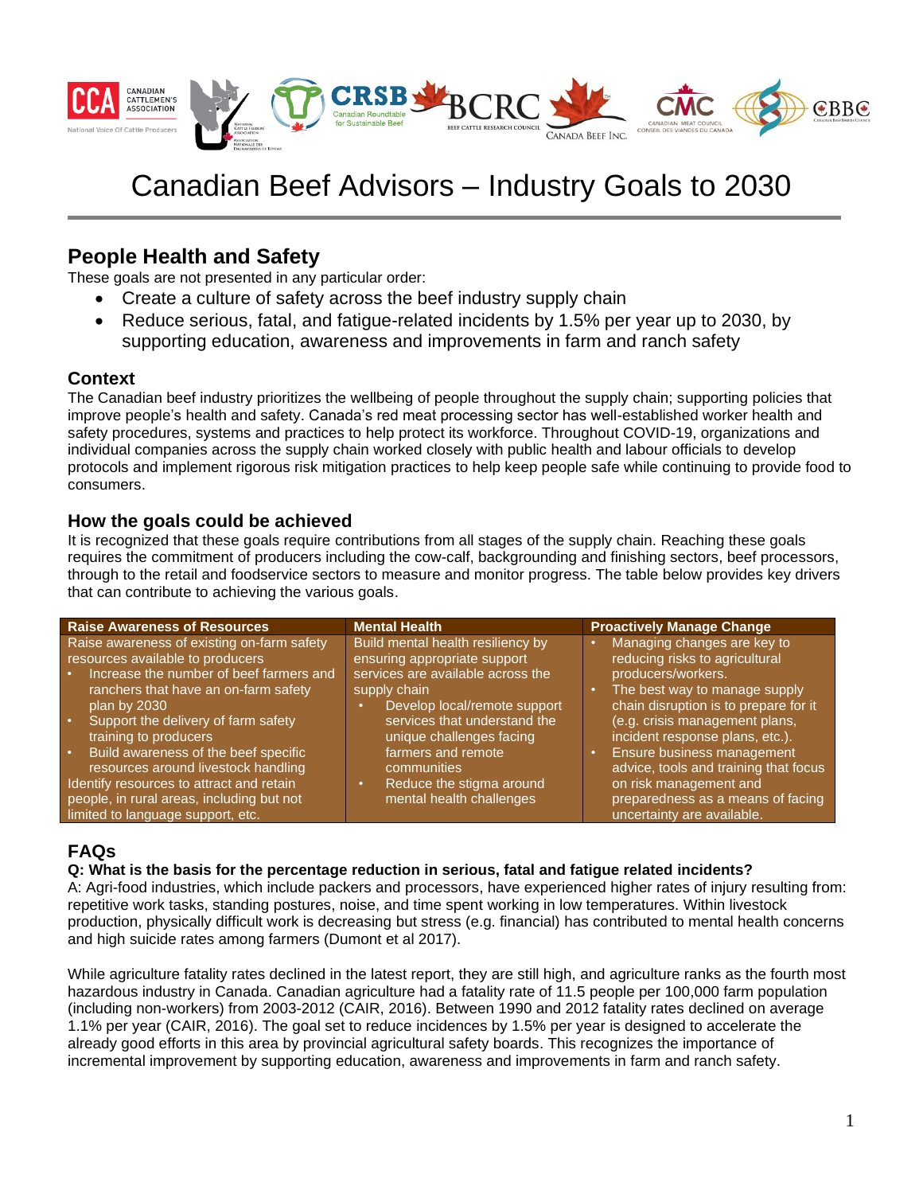# Canadian Beef Advisors – Industry Goals to 2030

## People Health and Safety

These goals are not presented in any particular order:

- Create a culture of safety across the beef industry supply chain
- Reduce serious, fatal, and fatigue-related incidents by 1.5% per year up to 2030, by supporting education, awareness and improvements in farm and ranch safety

### Context

The Canadian beef industry prioritizes the wellbeing of people throughout the supply chain; supporting policies that improve people's health and safety. Canada's red meat processing sector has well-established worker health and safety procedures, systems and practices to help protect its workforce. Throughout COVID-19, organizations and individual companies across the supply chain worked closely with public health and labour officials to develop protocols and implement rigorous risk mitigation practices to help keep people safe while continuing to provide food to consumers.

### How the goals could be achieved

It is recognized that these goals require contributions from all stages of the supply chain. Reaching these goals requires the commitment of producers including the cow-calf, backgrounding and finishing sectors, beef processors, through to the retail and foodservice sectors to measure and monitor progress. The table below provides key drivers that can contribute to achieving the various goals.

| Raise Awareness of Resources | Mental Health | Proactively Manage Change |
|---|---|---|
| Raise awareness of existing on-farm safety resources available to producers<br>• Increase the number of beef farmers and ranchers that have an on-farm safety plan by 2030<br>• Support the delivery of farm safety training to producers<br>• Build awareness of the beef specific resources around livestock handling<br>Identify resources to attract and retain people, in rural areas, including but not limited to language support, etc. | Build mental health resiliency by ensuring appropriate support services are available across the supply chain<br>• Develop local/remote support services that understand the unique challenges facing farmers and remote communities<br>• Reduce the stigma around mental health challenges | • Managing changes are key to reducing risks to agricultural producers/workers.<br>• The best way to manage supply chain disruption is to prepare for it (e.g. crisis management plans, incident response plans, etc.).<br>• Ensure business management advice, tools and training that focus on risk management and preparedness as a means of facing uncertainty are available. |

## FAQs

**Q: What is the basis for the percentage reduction in serious, fatal and fatigue related incidents?**

A: Agri-food industries, which include packers and processors, have experienced higher rates of injury resulting from: repetitive work tasks, standing postures, noise, and time spent working in low temperatures. Within livestock production, physically difficult work is decreasing but stress (e.g. financial) has contributed to mental health concerns and high suicide rates among farmers (Dumont et al 2017).

While agriculture fatality rates declined in the latest report, they are still high, and agriculture ranks as the fourth most hazardous industry in Canada. Canadian agriculture had a fatality rate of 11.5 people per 100,000 farm population (including non-workers) from 2003-2012 (CAIR, 2016). Between 1990 and 2012 fatality rates declined on average 1.1% per year (CAIR, 2016). The goal set to reduce incidences by 1.5% per year is designed to accelerate the already good efforts in this area by provincial agricultural safety boards. This recognizes the importance of incremental improvement by supporting education, awareness and improvements in farm and ranch safety.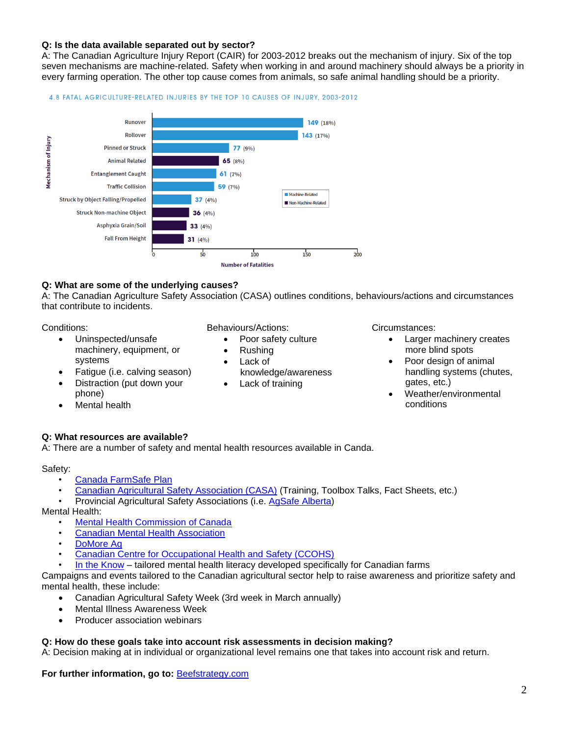**Q: Is the data available separated out by sector?**
A: The Canadian Agriculture Injury Report (CAIR) for 2003-2012 breaks out the mechanism of injury. Six of the top seven mechanisms are machine-related. Safety when working in and around machinery should always be a priority in every farming operation. The other top cause comes from animals, so safe animal handling should be a priority.

4.8 FATAL AGRICULTURE-RELATED INJURIES BY THE TOP 10 CAUSES OF INJURY, 2003-2012

Mechanism of Injury

Runover 149 (18%)
Rollover 143 (17%)
Pinned or Struck 77 (9%)
Animal Related 65 (8%)
Entanglement Caught 61 (7%)
Traffic Collision 59 (7%)
Struck by Object Falling/Propelled 37 (4%)
Struck Non-machine Object 36 (4%)
Asphyxia Grain/Soil 33 (4%)
Fall From Height 31 (4%)

Machine-Related
Non-Machine-Related

0 50 100 150 200
Number of Fatalities

**Q: What are some of the underlying causes?**
A: The Canadian Agriculture Safety Association (CASA) outlines conditions, behaviours/actions and circumstances that contribute to incidents.

Conditions:
- Uninspected/unsafe machinery, equipment, or systems
- Fatigue (i.e. calving season)
- Distraction (put down your phone)
- Mental health

Behaviours/Actions:
- Poor safety culture
- Rushing
- Lack of knowledge/awareness
- Lack of training

Circumstances:
- Larger machinery creates more blind spots
- Poor design of animal handling systems (chutes, gates, etc.)
- Weather/environmental conditions

**Q: What resources are available?**
A: There are a number of safety and mental health resources available in Canda.

Safety:
- Canada FarmSafe Plan
- Canadian Agricultural Safety Association (CASA) (Training, Toolbox Talks, Fact Sheets, etc.)
- Provincial Agricultural Safety Associations (i.e. AgSafe Alberta)

Mental Health:
- Mental Health Commission of Canada
- Canadian Mental Health Association
- DoMore Ag
- Canadian Centre for Occupational Health and Safety (CCOHS)
- In the Know – tailored mental health literacy developed specifically for Canadian farms

Campaigns and events tailored to the Canadian agricultural sector help to raise awareness and prioritize safety and mental health, these include:
- Canadian Agricultural Safety Week (3rd week in March annually)
- Mental Illness Awareness Week
- Producer association webinars

**Q: How do these goals take into account risk assessments in decision making?**
A: Decision making at in individual or organizational level remains one that takes into account risk and return.

**For further information, go to:** Beefstrategy.com